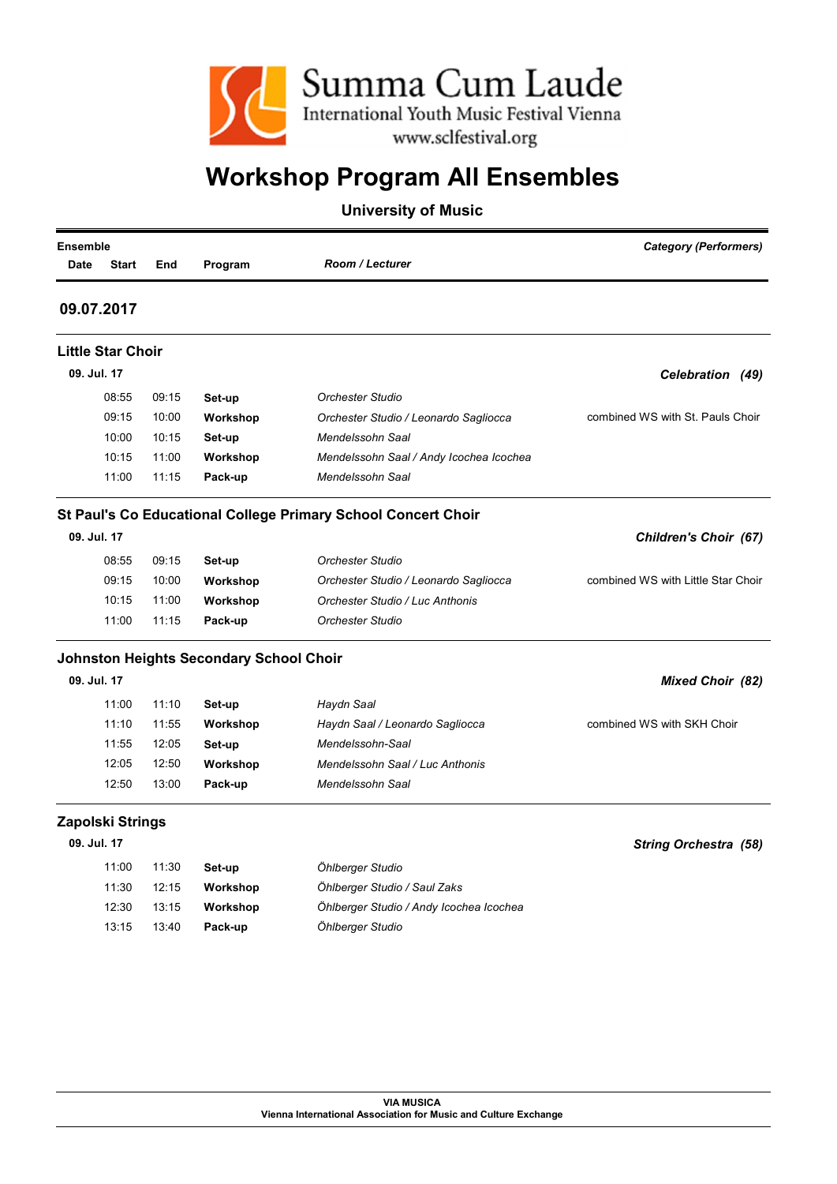Summa Cum Laude

International Youth Music Festival Vienna

www.sclfestival.org

# Workshop Program All Ensembles

**University of Music**

| Ensemble | | | | | *Category (Performers)* |
|---|---|---|---|---|---|
| **Date** | **Start** | **End** | **Program** | ***Room / Lecturer*** | |

## 09.07.2017

### Little Star Choir

| 09. Jul. 17 | | | | | ***Celebration (49)*** |
|---|---|---|---|---|---|
| | 08:55 | 09:15 | **Set-up** | *Orchester Studio* | |
| | 09:15 | 10:00 | **Workshop** | *Orchester Studio / Leonardo Sagliocca* | combined WS with St. Pauls Choir |
| | 10:00 | 10:15 | **Set-up** | *Mendelssohn Saal* | |
| | 10:15 | 11:00 | **Workshop** | *Mendelssohn Saal / Andy Icochea Icochea* | |
| | 11:00 | 11:15 | **Pack-up** | *Mendelssohn Saal* | |

### St Paul's Co Educational College Primary School Concert Choir

| 09. Jul. 17 | | | | | ***Children's Choir (67)*** |
|---|---|---|---|---|---|
| | 08:55 | 09:15 | **Set-up** | *Orchester Studio* | |
| | 09:15 | 10:00 | **Workshop** | *Orchester Studio / Leonardo Sagliocca* | combined WS with Little Star Choir |
| | 10:15 | 11:00 | **Workshop** | *Orchester Studio / Luc Anthonis* | |
| | 11:00 | 11:15 | **Pack-up** | *Orchester Studio* | |

### Johnston Heights Secondary School Choir

| 09. Jul. 17 | | | | | ***Mixed Choir (82)*** |
|---|---|---|---|---|---|
| | 11:00 | 11:10 | **Set-up** | *Haydn Saal* | |
| | 11:10 | 11:55 | **Workshop** | *Haydn Saal / Leonardo Sagliocca* | combined WS with SKH Choir |
| | 11:55 | 12:05 | **Set-up** | *Mendelssohn-Saal* | |
| | 12:05 | 12:50 | **Workshop** | *Mendelssohn Saal / Luc Anthonis* | |
| | 12:50 | 13:00 | **Pack-up** | *Mendelssohn Saal* | |

### Zapolski Strings

| 09. Jul. 17 | | | | | ***String Orchestra (58)*** |
|---|---|---|---|---|---|
| | 11:00 | 11:30 | **Set-up** | *Öhlberger Studio* | |
| | 11:30 | 12:15 | **Workshop** | *Öhlberger Studio / Saul Zaks* | |
| | 12:30 | 13:15 | **Workshop** | *Öhlberger Studio / Andy Icochea Icochea* | |
| | 13:15 | 13:40 | **Pack-up** | *Öhlberger Studio* | |

**VIA MUSICA**
**Vienna International Association for Music and Culture Exchange**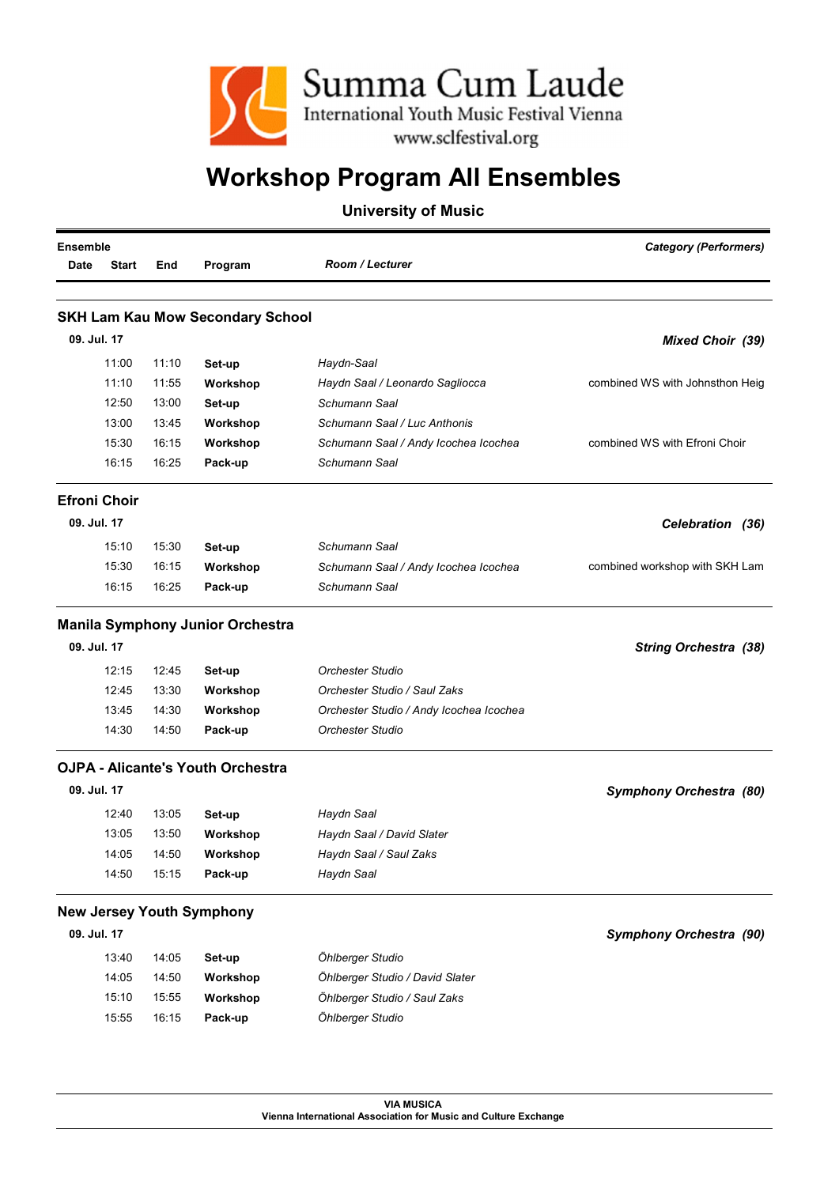# Summa Cum Laude

International Youth Music Festival Vienna

www.sclfestival.org

# Workshop Program All Ensembles

**University of Music**

| Ensemble | | | | | *Category (Performers)* |
|---|---|---|---|---|---|
| **Date** | **Start** | **End** | **Program** | ***Room / Lecturer*** | |

## SKH Lam Kau Mow Secondary School

**09. Jul. 17** — ***Mixed Choir (39)***

| Start | End | Program | Room / Lecturer | |
|---|---|---|---|---|
| 11:00 | 11:10 | **Set-up** | *Haydn-Saal* | |
| 11:10 | 11:55 | **Workshop** | *Haydn Saal / Leonardo Sagliocca* | combined WS with Johnsthon Heig |
| 12:50 | 13:00 | **Set-up** | *Schumann Saal* | |
| 13:00 | 13:45 | **Workshop** | *Schumann Saal / Luc Anthonis* | |
| 15:30 | 16:15 | **Workshop** | *Schumann Saal / Andy Icochea Icochea* | combined WS with Efroni Choir |
| 16:15 | 16:25 | **Pack-up** | *Schumann Saal* | |

## Efroni Choir

**09. Jul. 17** — ***Celebration (36)***

| Start | End | Program | Room / Lecturer | |
|---|---|---|---|---|
| 15:10 | 15:30 | **Set-up** | *Schumann Saal* | |
| 15:30 | 16:15 | **Workshop** | *Schumann Saal / Andy Icochea Icochea* | combined workshop with SKH Lam |
| 16:15 | 16:25 | **Pack-up** | *Schumann Saal* | |

## Manila Symphony Junior Orchestra

**09. Jul. 17** — ***String Orchestra (38)***

| Start | End | Program | Room / Lecturer |
|---|---|---|---|
| 12:15 | 12:45 | **Set-up** | *Orchester Studio* |
| 12:45 | 13:30 | **Workshop** | *Orchester Studio / Saul Zaks* |
| 13:45 | 14:30 | **Workshop** | *Orchester Studio / Andy Icochea Icochea* |
| 14:30 | 14:50 | **Pack-up** | *Orchester Studio* |

## OJPA - Alicante's Youth Orchestra

**09. Jul. 17** — ***Symphony Orchestra (80)***

| Start | End | Program | Room / Lecturer |
|---|---|---|---|
| 12:40 | 13:05 | **Set-up** | *Haydn Saal* |
| 13:05 | 13:50 | **Workshop** | *Haydn Saal / David Slater* |
| 14:05 | 14:50 | **Workshop** | *Haydn Saal / Saul Zaks* |
| 14:50 | 15:15 | **Pack-up** | *Haydn Saal* |

## New Jersey Youth Symphony

**09. Jul. 17** — ***Symphony Orchestra (90)***

| Start | End | Program | Room / Lecturer |
|---|---|---|---|
| 13:40 | 14:05 | **Set-up** | *Öhlberger Studio* |
| 14:05 | 14:50 | **Workshop** | *Öhlberger Studio / David Slater* |
| 15:10 | 15:55 | **Workshop** | *Öhlberger Studio / Saul Zaks* |
| 15:55 | 16:15 | **Pack-up** | *Öhlberger Studio* |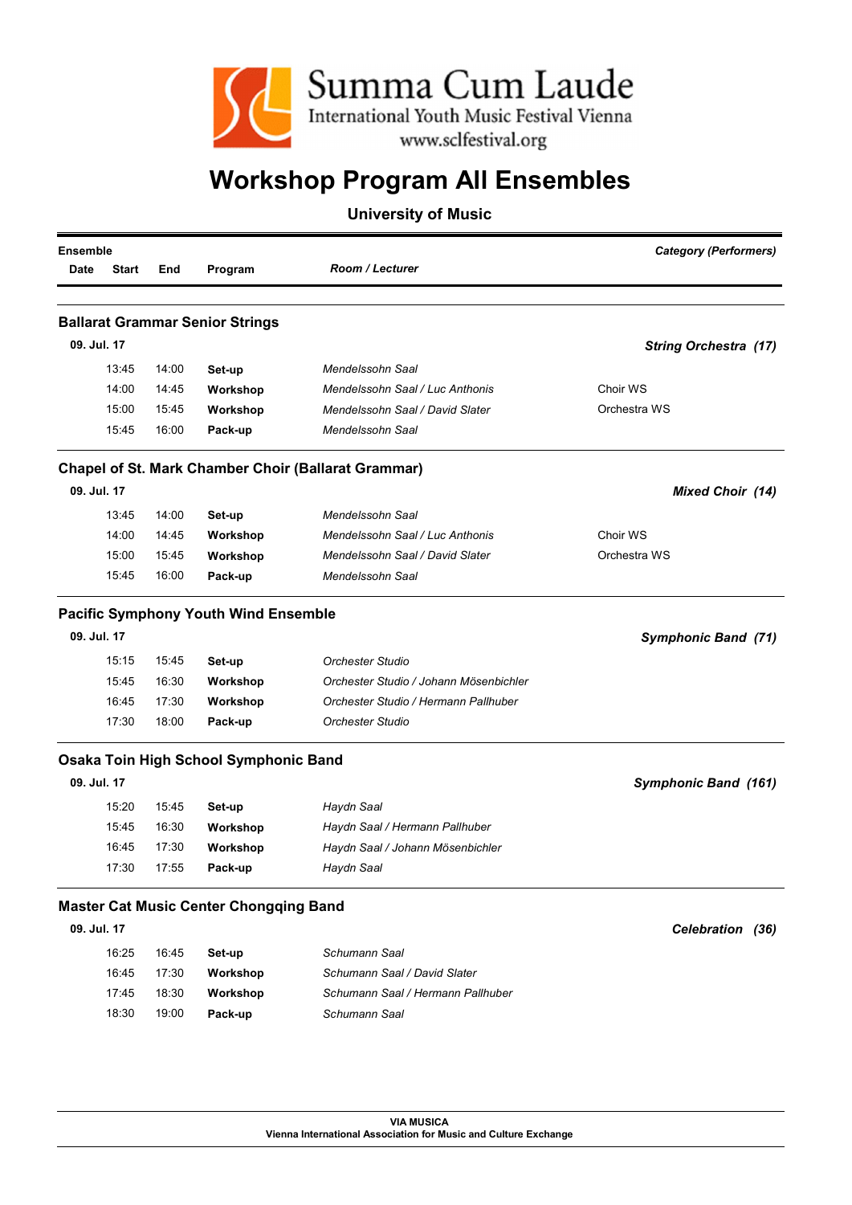Summa Cum Laude
International Youth Music Festival Vienna
www.sclfestival.org

# Workshop Program All Ensembles

**University of Music**

| Ensemble | | | | | Category (Performers) |
|---|---|---|---|---|---|
| Date | Start | End | Program | Room / Lecturer | |

## Ballarat Grammar Senior Strings

| Date | Start | End | Program | Room / Lecturer | Category (Performers) |
|---|---|---|---|---|---|
| 09. Jul. 17 | | | | | *String Orchestra (17)* |
| | 13:45 | 14:00 | **Set-up** | *Mendelssohn Saal* | |
| | 14:00 | 14:45 | **Workshop** | *Mendelssohn Saal / Luc Anthonis* | Choir WS |
| | 15:00 | 15:45 | **Workshop** | *Mendelssohn Saal / David Slater* | Orchestra WS |
| | 15:45 | 16:00 | **Pack-up** | *Mendelssohn Saal* | |

## Chapel of St. Mark Chamber Choir (Ballarat Grammar)

| Date | Start | End | Program | Room / Lecturer | Category (Performers) |
|---|---|---|---|---|---|
| 09. Jul. 17 | | | | | *Mixed Choir (14)* |
| | 13:45 | 14:00 | **Set-up** | *Mendelssohn Saal* | |
| | 14:00 | 14:45 | **Workshop** | *Mendelssohn Saal / Luc Anthonis* | Choir WS |
| | 15:00 | 15:45 | **Workshop** | *Mendelssohn Saal / David Slater* | Orchestra WS |
| | 15:45 | 16:00 | **Pack-up** | *Mendelssohn Saal* | |

## Pacific Symphony Youth Wind Ensemble

| Date | Start | End | Program | Room / Lecturer | Category (Performers) |
|---|---|---|---|---|---|
| 09. Jul. 17 | | | | | *Symphonic Band (71)* |
| | 15:15 | 15:45 | **Set-up** | *Orchester Studio* | |
| | 15:45 | 16:30 | **Workshop** | *Orchester Studio / Johann Mösenbichler* | |
| | 16:45 | 17:30 | **Workshop** | *Orchester Studio / Hermann Pallhuber* | |
| | 17:30 | 18:00 | **Pack-up** | *Orchester Studio* | |

## Osaka Toin High School Symphonic Band

| Date | Start | End | Program | Room / Lecturer | Category (Performers) |
|---|---|---|---|---|---|
| 09. Jul. 17 | | | | | *Symphonic Band (161)* |
| | 15:20 | 15:45 | **Set-up** | *Haydn Saal* | |
| | 15:45 | 16:30 | **Workshop** | *Haydn Saal / Hermann Pallhuber* | |
| | 16:45 | 17:30 | **Workshop** | *Haydn Saal / Johann Mösenbichler* | |
| | 17:30 | 17:55 | **Pack-up** | *Haydn Saal* | |

## Master Cat Music Center Chongqing Band

| Date | Start | End | Program | Room / Lecturer | Category (Performers) |
|---|---|---|---|---|---|
| 09. Jul. 17 | | | | | *Celebration (36)* |
| | 16:25 | 16:45 | **Set-up** | *Schumann Saal* | |
| | 16:45 | 17:30 | **Workshop** | *Schumann Saal / David Slater* | |
| | 17:45 | 18:30 | **Workshop** | *Schumann Saal / Hermann Pallhuber* | |
| | 18:30 | 19:00 | **Pack-up** | *Schumann Saal* | |

**VIA MUSICA**
**Vienna International Association for Music and Culture Exchange**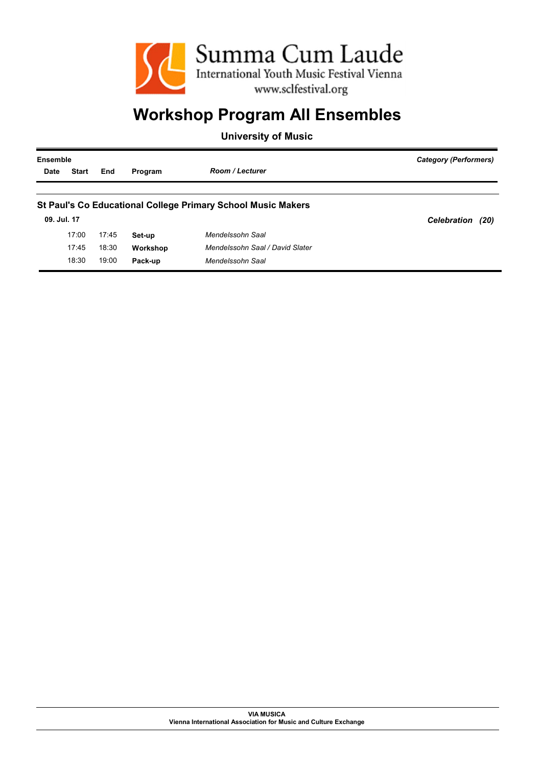Summa Cum Laude
International Youth Music Festival Vienna
www.sclfestival.org

# Workshop Program All Ensembles

## University of Music

| Ensemble | | | | | Category (Performers) |
|---|---|---|---|---|---|
| Date | Start | End | Program | *Room / Lecturer* | |

### St Paul's Co Educational College Primary School Music Makers

| Date | Start | End | Program | Room / Lecturer | Category (Performers) |
|---|---|---|---|---|---|
| 09. Jul. 17 | | | | | *Celebration (20)* |
| | 17:00 | 17:45 | **Set-up** | *Mendelssohn Saal* | |
| | 17:45 | 18:30 | **Workshop** | *Mendelssohn Saal / David Slater* | |
| | 18:30 | 19:00 | **Pack-up** | *Mendelssohn Saal* | |

**VIA MUSICA**
**Vienna International Association for Music and Culture Exchange**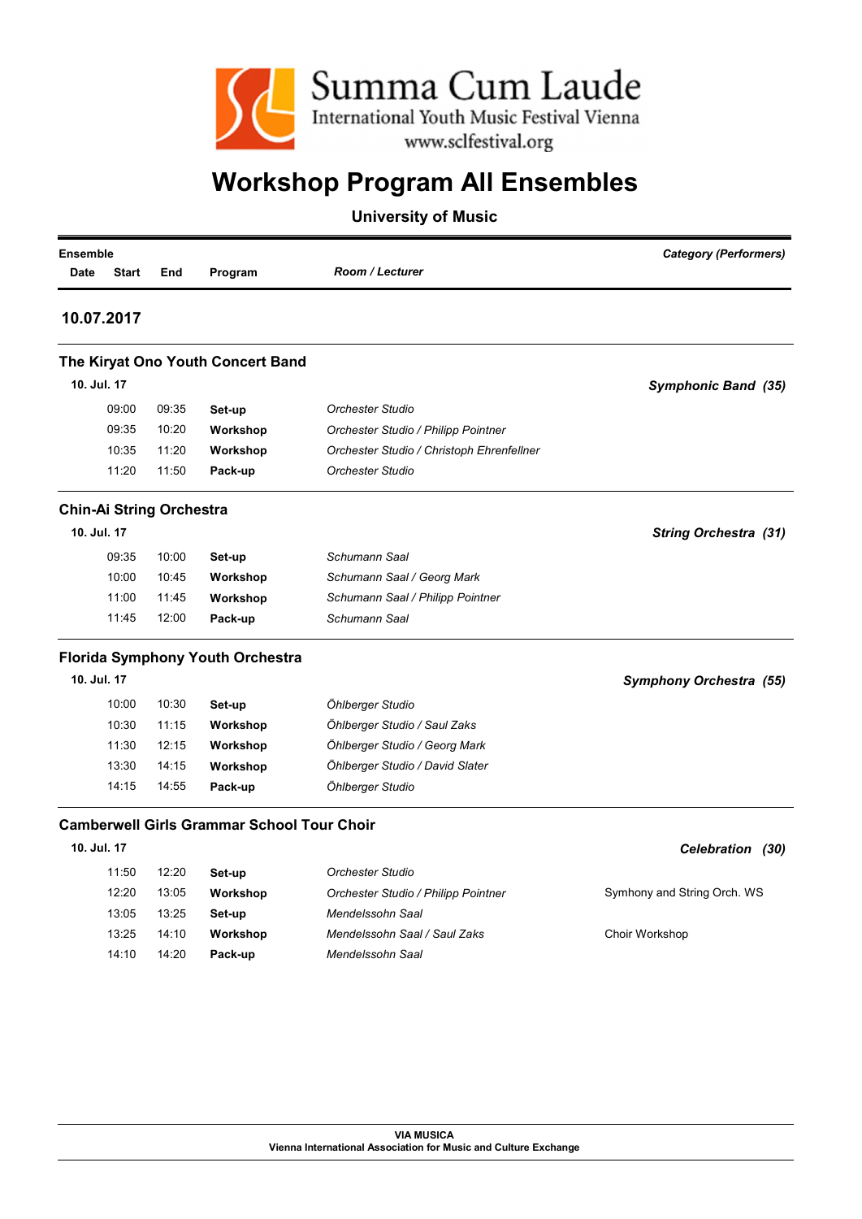Summa Cum Laude
International Youth Music Festival Vienna
www.sclfestival.org

# Workshop Program All Ensembles

**University of Music**

| Ensemble | | | | | Category (Performers) |
|---|---|---|---|---|---|
| **Date** | **Start** | **End** | **Program** | ***Room / Lecturer*** | |

## 10.07.2017

### The Kiryat Ono Youth Concert Band

| 10. Jul. 17 | | | | | ***Symphonic Band (35)*** |
|---|---|---|---|---|---|
| | 09:00 | 09:35 | **Set-up** | *Orchester Studio* | |
| | 09:35 | 10:20 | **Workshop** | *Orchester Studio / Philipp Pointner* | |
| | 10:35 | 11:20 | **Workshop** | *Orchester Studio / Christoph Ehrenfellner* | |
| | 11:20 | 11:50 | **Pack-up** | *Orchester Studio* | |

### Chin-Ai String Orchestra

| 10. Jul. 17 | | | | | ***String Orchestra (31)*** |
|---|---|---|---|---|---|
| | 09:35 | 10:00 | **Set-up** | *Schumann Saal* | |
| | 10:00 | 10:45 | **Workshop** | *Schumann Saal / Georg Mark* | |
| | 11:00 | 11:45 | **Workshop** | *Schumann Saal / Philipp Pointner* | |
| | 11:45 | 12:00 | **Pack-up** | *Schumann Saal* | |

### Florida Symphony Youth Orchestra

| 10. Jul. 17 | | | | | ***Symphony Orchestra (55)*** |
|---|---|---|---|---|---|
| | 10:00 | 10:30 | **Set-up** | *Öhlberger Studio* | |
| | 10:30 | 11:15 | **Workshop** | *Öhlberger Studio / Saul Zaks* | |
| | 11:30 | 12:15 | **Workshop** | *Öhlberger Studio / Georg Mark* | |
| | 13:30 | 14:15 | **Workshop** | *Öhlberger Studio / David Slater* | |
| | 14:15 | 14:55 | **Pack-up** | *Öhlberger Studio* | |

### Camberwell Girls Grammar School Tour Choir

| 10. Jul. 17 | | | | | ***Celebration (30)*** |
|---|---|---|---|---|---|
| | 11:50 | 12:20 | **Set-up** | *Orchester Studio* | |
| | 12:20 | 13:05 | **Workshop** | *Orchester Studio / Philipp Pointner* | Symhony and String Orch. WS |
| | 13:05 | 13:25 | **Set-up** | *Mendelssohn Saal* | |
| | 13:25 | 14:10 | **Workshop** | *Mendelssohn Saal / Saul Zaks* | Choir Workshop |
| | 14:10 | 14:20 | **Pack-up** | *Mendelssohn Saal* | |

**VIA MUSICA**
**Vienna International Association for Music and Culture Exchange**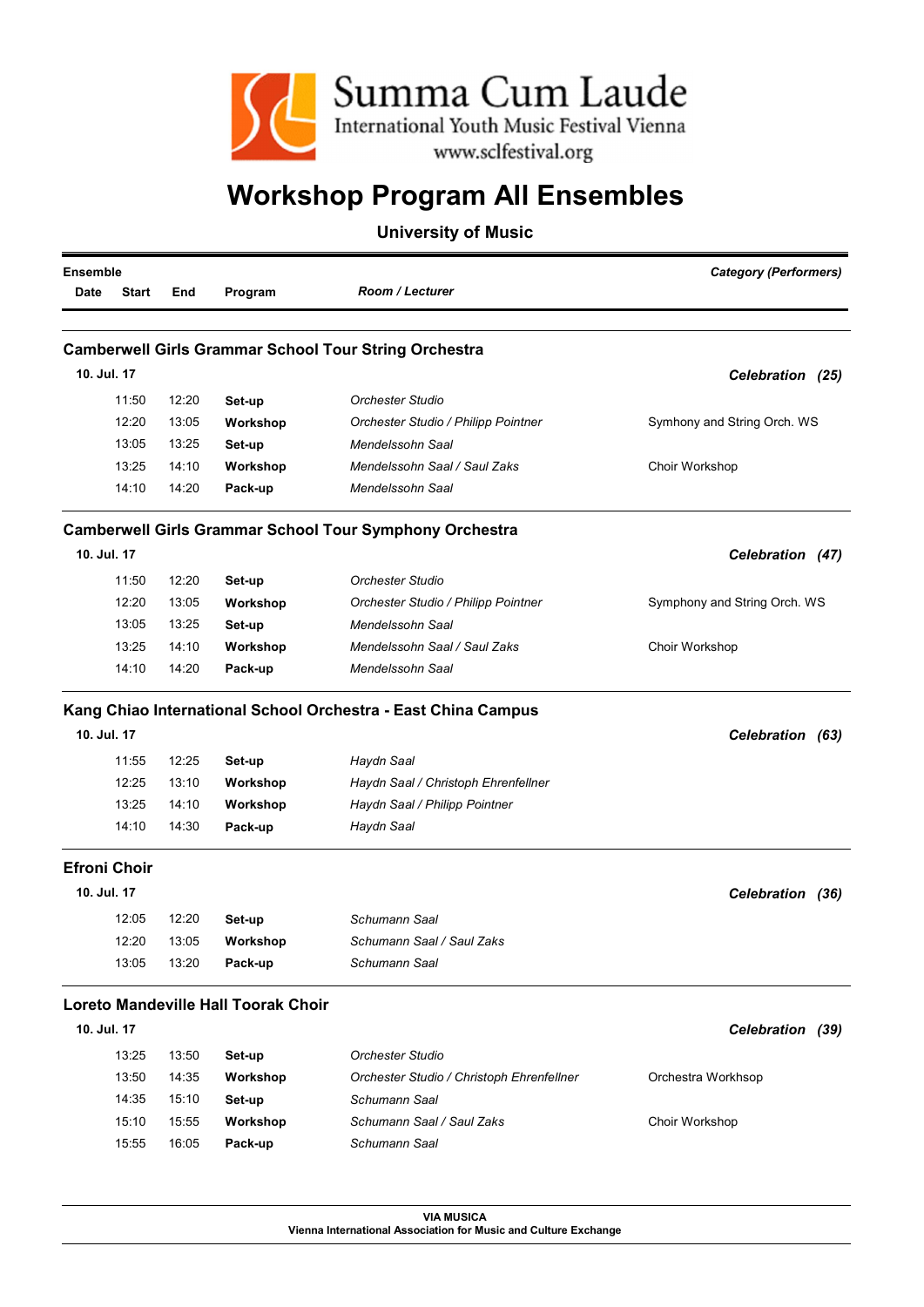Summa Cum Laude
International Youth Music Festival Vienna
www.sclfestival.org

# Workshop Program All Ensembles

## University of Music

| Ensemble | | | | | Category (Performers) |
|---|---|---|---|---|---|
| Date | Start | End | Program | *Room / Lecturer* | |

### Camberwell Girls Grammar School Tour String Orchestra

| Date | Start | End | Program | Room / Lecturer | Category (Performers) |
|---|---|---|---|---|---|
| 10. Jul. 17 | | | | | ***Celebration (25)*** |
| | 11:50 | 12:20 | **Set-up** | *Orchester Studio* | |
| | 12:20 | 13:05 | **Workshop** | *Orchester Studio / Philipp Pointner* | Symhony and String Orch. WS |
| | 13:05 | 13:25 | **Set-up** | *Mendelssohn Saal* | |
| | 13:25 | 14:10 | **Workshop** | *Mendelssohn Saal / Saul Zaks* | Choir Workshop |
| | 14:10 | 14:20 | **Pack-up** | *Mendelssohn Saal* | |

### Camberwell Girls Grammar School Tour Symphony Orchestra

| Date | Start | End | Program | Room / Lecturer | Category (Performers) |
|---|---|---|---|---|---|
| 10. Jul. 17 | | | | | ***Celebration (47)*** |
| | 11:50 | 12:20 | **Set-up** | *Orchester Studio* | |
| | 12:20 | 13:05 | **Workshop** | *Orchester Studio / Philipp Pointner* | Symhony and String Orch. WS |
| | 13:05 | 13:25 | **Set-up** | *Mendelssohn Saal* | |
| | 13:25 | 14:10 | **Workshop** | *Mendelssohn Saal / Saul Zaks* | Choir Workshop |
| | 14:10 | 14:20 | **Pack-up** | *Mendelssohn Saal* | |

### Kang Chiao International School Orchestra - East China Campus

| Date | Start | End | Program | Room / Lecturer | Category (Performers) |
|---|---|---|---|---|---|
| 10. Jul. 17 | | | | | ***Celebration (63)*** |
| | 11:55 | 12:25 | **Set-up** | *Haydn Saal* | |
| | 12:25 | 13:10 | **Workshop** | *Haydn Saal / Christoph Ehrenfellner* | |
| | 13:25 | 14:10 | **Workshop** | *Haydn Saal / Philipp Pointner* | |
| | 14:10 | 14:30 | **Pack-up** | *Haydn Saal* | |

### Efroni Choir

| Date | Start | End | Program | Room / Lecturer | Category (Performers) |
|---|---|---|---|---|---|
| 10. Jul. 17 | | | | | ***Celebration (36)*** |
| | 12:05 | 12:20 | **Set-up** | *Schumann Saal* | |
| | 12:20 | 13:05 | **Workshop** | *Schumann Saal / Saul Zaks* | |
| | 13:05 | 13:20 | **Pack-up** | *Schumann Saal* | |

### Loreto Mandeville Hall Toorak Choir

| Date | Start | End | Program | Room / Lecturer | Category (Performers) |
|---|---|---|---|---|---|
| 10. Jul. 17 | | | | | ***Celebration (39)*** |
| | 13:25 | 13:50 | **Set-up** | *Orchester Studio* | |
| | 13:50 | 14:35 | **Workshop** | *Orchester Studio / Christoph Ehrenfellner* | Orchestra Workhsop |
| | 14:35 | 15:10 | **Set-up** | *Schumann Saal* | |
| | 15:10 | 15:55 | **Workshop** | *Schumann Saal / Saul Zaks* | Choir Workshop |
| | 15:55 | 16:05 | **Pack-up** | *Schumann Saal* | |

**VIA MUSICA**
**Vienna International Association for Music and Culture Exchange**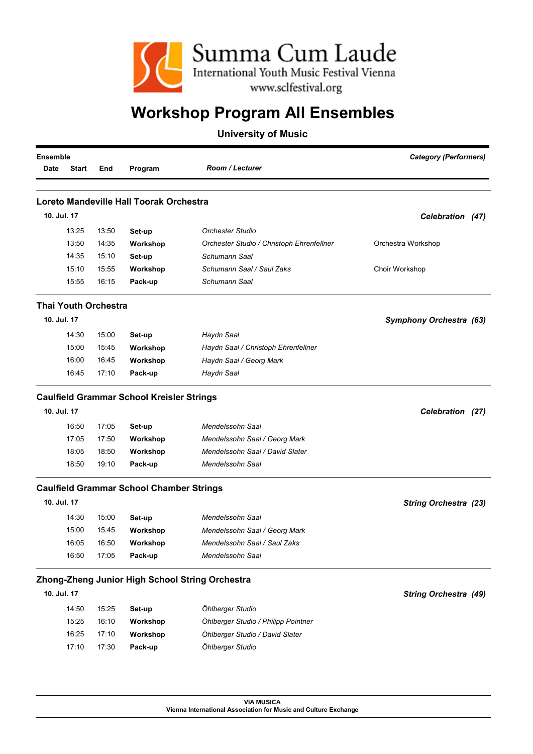# Summa Cum Laude

International Youth Music Festival Vienna

www.sclfestival.org

# Workshop Program All Ensembles

### University of Music

| **Ensemble** | | | | | ***Category (Performers)*** |
|---|---|---|---|---|---|
| **Date** | **Start** | **End** | **Program** | ***Room / Lecturer*** | |

## Loreto Mandeville Hall Toorak Orchestra

| **10. Jul. 17** | | | | | ***Celebration (47)*** |
|---|---|---|---|---|---|
| | 13:25 | 13:50 | **Set-up** | *Orchester Studio* | |
| | 13:50 | 14:35 | **Workshop** | *Orchester Studio / Christoph Ehrenfellner* | Orchestra Workshop |
| | 14:35 | 15:10 | **Set-up** | *Schumann Saal* | |
| | 15:10 | 15:55 | **Workshop** | *Schumann Saal / Saul Zaks* | Choir Workshop |
| | 15:55 | 16:15 | **Pack-up** | *Schumann Saal* | |

## Thai Youth Orchestra

| **10. Jul. 17** | | | | | ***Symphony Orchestra (63)*** |
|---|---|---|---|---|---|
| | 14:30 | 15:00 | **Set-up** | *Haydn Saal* | |
| | 15:00 | 15:45 | **Workshop** | *Haydn Saal / Christoph Ehrenfellner* | |
| | 16:00 | 16:45 | **Workshop** | *Haydn Saal / Georg Mark* | |
| | 16:45 | 17:10 | **Pack-up** | *Haydn Saal* | |

## Caulfield Grammar School Kreisler Strings

| **10. Jul. 17** | | | | | ***Celebration (27)*** |
|---|---|---|---|---|---|
| | 16:50 | 17:05 | **Set-up** | *Mendelssohn Saal* | |
| | 17:05 | 17:50 | **Workshop** | *Mendelssohn Saal / Georg Mark* | |
| | 18:05 | 18:50 | **Workshop** | *Mendelssohn Saal / David Slater* | |
| | 18:50 | 19:10 | **Pack-up** | *Mendelssohn Saal* | |

## Caulfield Grammar School Chamber Strings

| **10. Jul. 17** | | | | | ***String Orchestra (23)*** |
|---|---|---|---|---|---|
| | 14:30 | 15:00 | **Set-up** | *Mendelssohn Saal* | |
| | 15:00 | 15:45 | **Workshop** | *Mendelssohn Saal / Georg Mark* | |
| | 16:05 | 16:50 | **Workshop** | *Mendelssohn Saal / Saul Zaks* | |
| | 16:50 | 17:05 | **Pack-up** | *Mendelssohn Saal* | |

## Zhong-Zheng Junior High School String Orchestra

| **10. Jul. 17** | | | | | ***String Orchestra (49)*** |
|---|---|---|---|---|---|
| | 14:50 | 15:25 | **Set-up** | *Öhlberger Studio* | |
| | 15:25 | 16:10 | **Workshop** | *Öhlberger Studio / Philipp Pointner* | |
| | 16:25 | 17:10 | **Workshop** | *Öhlberger Studio / David Slater* | |
| | 17:10 | 17:30 | **Pack-up** | *Öhlberger Studio* | |

**VIA MUSICA**
**Vienna International Association for Music and Culture Exchange**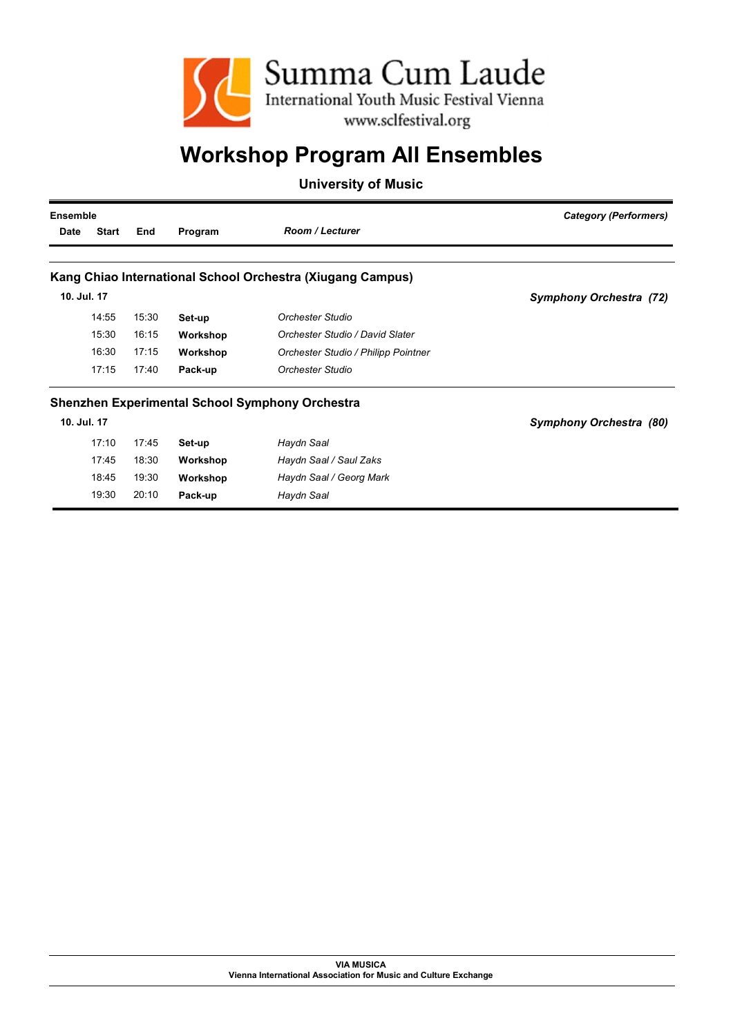Summa Cum Laude
International Youth Music Festival Vienna
www.sclfestival.org

# Workshop Program All Ensembles

### University of Music

| Ensemble | | | | | Category (Performers) |
|---|---|---|---|---|---|
| Date | Start | End | Program | Room / Lecturer | |
| **Kang Chiao International School Orchestra (Xiugang Campus)** | | | | | |
| **10. Jul. 17** | | | | | ***Symphony Orchestra (72)*** |
| | 14:55 | 15:30 | **Set-up** | *Orchester Studio* | |
| | 15:30 | 16:15 | **Workshop** | *Orchester Studio / David Slater* | |
| | 16:30 | 17:15 | **Workshop** | *Orchester Studio / Philipp Pointner* | |
| | 17:15 | 17:40 | **Pack-up** | *Orchester Studio* | |
| **Shenzhen Experimental School Symphony Orchestra** | | | | | |
| **10. Jul. 17** | | | | | ***Symphony Orchestra (80)*** |
| | 17:10 | 17:45 | **Set-up** | *Haydn Saal* | |
| | 17:45 | 18:30 | **Workshop** | *Haydn Saal / Saul Zaks* | |
| | 18:45 | 19:30 | **Workshop** | *Haydn Saal / Georg Mark* | |
| | 19:30 | 20:10 | **Pack-up** | *Haydn Saal* | |

**VIA MUSICA**
**Vienna International Association for Music and Culture Exchange**